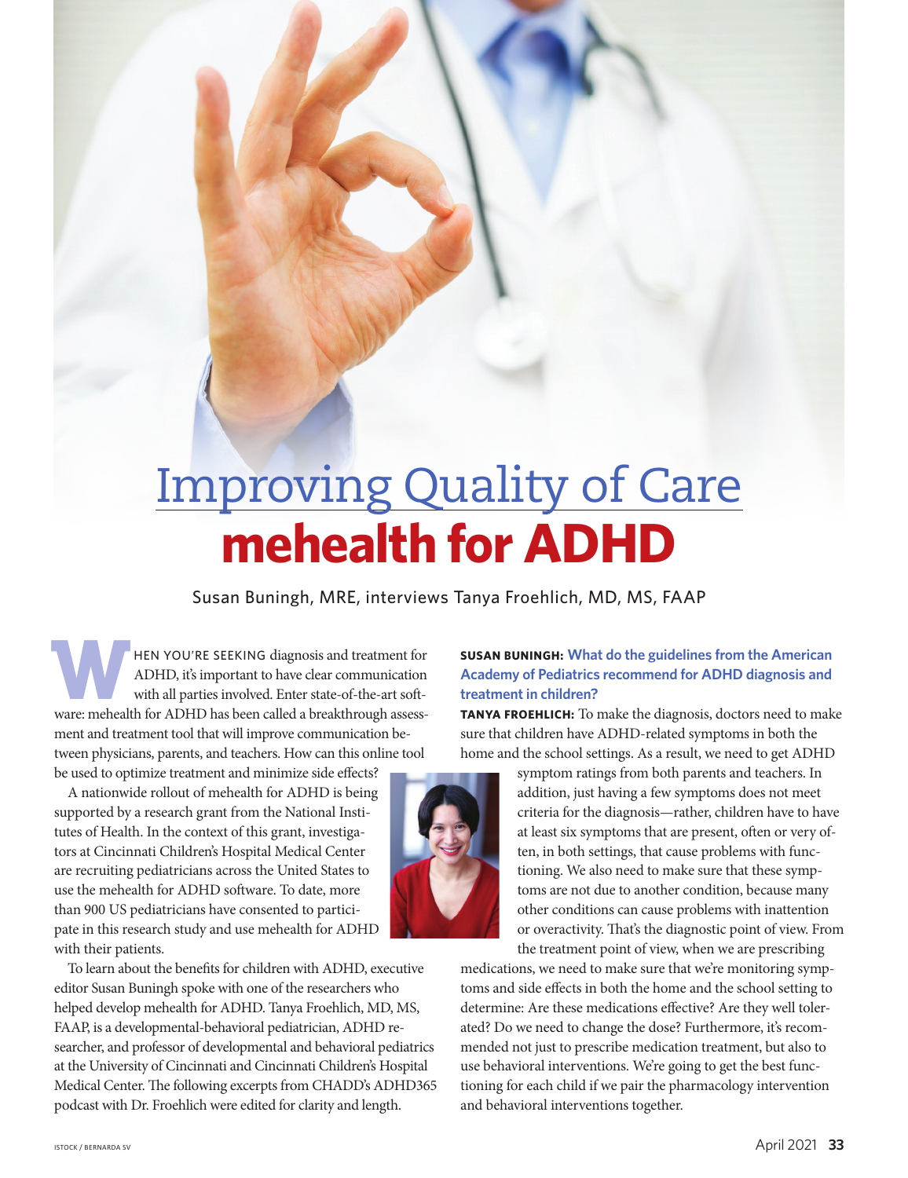# Improving Quality of Care

# mehealth for ADHD

Susan Buningh, MRE, interviews Tanya Froehlich, MD, MS, FAAP

When you're seeking diagnosis and treatment for ADHD, it's important to have clear communication with all parties involved. Enter state-of-the-art software: mehealth for ADHD has been called a breakthrough assessment and treatment tool that will improve communication between physicians, parents, and teachers. How can this online tool be used to optimize treatment and minimize side effects?

A nationwide rollout of mehealth for ADHD is being supported by a research grant from the National Institutes of Health. In the context of this grant, investigators at Cincinnati Children's Hospital Medical Center are recruiting pediatricians across the United States to use the mehealth for ADHD software. To date, more than 900 US pediatricians have consented to participate in this research study and use mehealth for ADHD with their patients.

To learn about the benefits for children with ADHD, executive editor Susan Buningh spoke with one of the researchers who helped develop mehealth for ADHD. Tanya Froehlich, MD, MS, FAAP, is a developmental-behavioral pediatrician, ADHD researcher, and professor of developmental and behavioral pediatrics at the University of Cincinnati and Cincinnati Children's Hospital Medical Center. The following excerpts from CHADD's ADHD365 podcast with Dr. Froehlich were edited for clarity and length.

**SUSAN BUNINGH: What do the guidelines from the American Academy of Pediatrics recommend for ADHD diagnosis and treatment in children?**

**TANYA FROEHLICH:** To make the diagnosis, doctors need to make sure that children have ADHD-related symptoms in both the home and the school settings. As a result, we need to get ADHD symptom ratings from both parents and teachers. In addition, just having a few symptoms does not meet criteria for the diagnosis—rather, children have to have at least six symptoms that are present, often or very often, in both settings, that cause problems with functioning. We also need to make sure that these symptoms are not due to another condition, because many other conditions can cause problems with inattention or overactivity. That's the diagnostic point of view. From the treatment point of view, when we are prescribing medications, we need to make sure that we're monitoring symptoms and side effects in both the home and the school setting to determine: Are these medications effective? Are they well tolerated? Do we need to change the dose? Furthermore, it's recommended not just to prescribe medication treatment, but also to use behavioral interventions. We're going to get the best functioning for each child if we pair the pharmacology intervention and behavioral interventions together.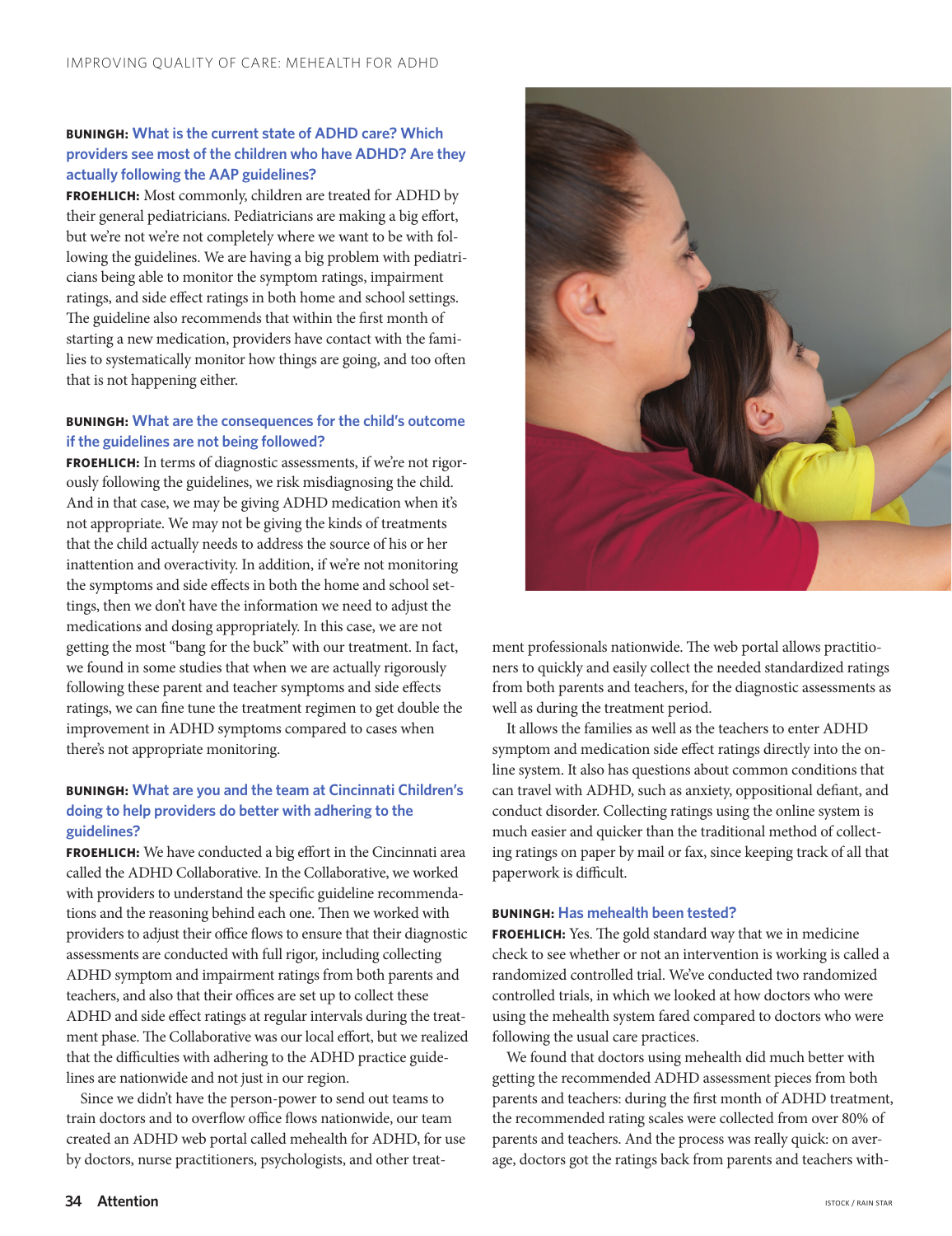**BUNINGH: What is the current state of ADHD care? Which providers see most of the children who have ADHD? Are they actually following the AAP guidelines?**

**FROEHLICH:** Most commonly, children are treated for ADHD by their general pediatricians. Pediatricians are making a big effort, but we're not we're not completely where we want to be with following the guidelines. We are having a big problem with pediatricians being able to monitor the symptom ratings, impairment ratings, and side effect ratings in both home and school settings. The guideline also recommends that within the first month of starting a new medication, providers have contact with the families to systematically monitor how things are going, and too often that is not happening either.

**BUNINGH: What are the consequences for the child's outcome if the guidelines are not being followed?**

**FROEHLICH:** In terms of diagnostic assessments, if we're not rigorously following the guidelines, we risk misdiagnosing the child. And in that case, we may be giving ADHD medication when it's not appropriate. We may not be giving the kinds of treatments that the child actually needs to address the source of his or her inattention and overactivity. In addition, if we're not monitoring the symptoms and side effects in both the home and school settings, then we don't have the information we need to adjust the medications and dosing appropriately. In this case, we are not getting the most "bang for the buck" with our treatment. In fact, we found in some studies that when we are actually rigorously following these parent and teacher symptoms and side effects ratings, we can fine tune the treatment regimen to get double the improvement in ADHD symptoms compared to cases when there's not appropriate monitoring.

**BUNINGH: What are you and the team at Cincinnati Children's doing to help providers do better with adhering to the guidelines?**

**FROEHLICH:** We have conducted a big effort in the Cincinnati area called the ADHD Collaborative. In the Collaborative, we worked with providers to understand the specific guideline recommendations and the reasoning behind each one. Then we worked with providers to adjust their office flows to ensure that their diagnostic assessments are conducted with full rigor, including collecting ADHD symptom and impairment ratings from both parents and teachers, and also that their offices are set up to collect these ADHD and side effect ratings at regular intervals during the treatment phase. The Collaborative was our local effort, but we realized that the difficulties with adhering to the ADHD practice guidelines are nationwide and not just in our region.

Since we didn't have the person-power to send out teams to train doctors and to overflow office flows nationwide, our team created an ADHD web portal called mehealth for ADHD, for use by doctors, nurse practitioners, psychologists, and other treatment professionals nationwide. The web portal allows practitioners to quickly and easily collect the needed standardized ratings from both parents and teachers, for the diagnostic assessments as well as during the treatment period.

It allows the families as well as the teachers to enter ADHD symptom and medication side effect ratings directly into the online system. It also has questions about common conditions that can travel with ADHD, such as anxiety, oppositional defiant, and conduct disorder. Collecting ratings using the online system is much easier and quicker than the traditional method of collecting ratings on paper by mail or fax, since keeping track of all that paperwork is difficult.

**BUNINGH: Has mehealth been tested?**

**FROEHLICH:** Yes. The gold standard way that we in medicine check to see whether or not an intervention is working is called a randomized controlled trial. We've conducted two randomized controlled trials, in which we looked at how doctors who were using the mehealth system fared compared to doctors who were following the usual care practices.

We found that doctors using mehealth did much better with getting the recommended ADHD assessment pieces from both parents and teachers: during the first month of ADHD treatment, the recommended rating scales were collected from over 80% of parents and teachers. And the process was really quick: on average, doctors got the ratings back from parents and teachers with-

ISTOCK / RAIN STAR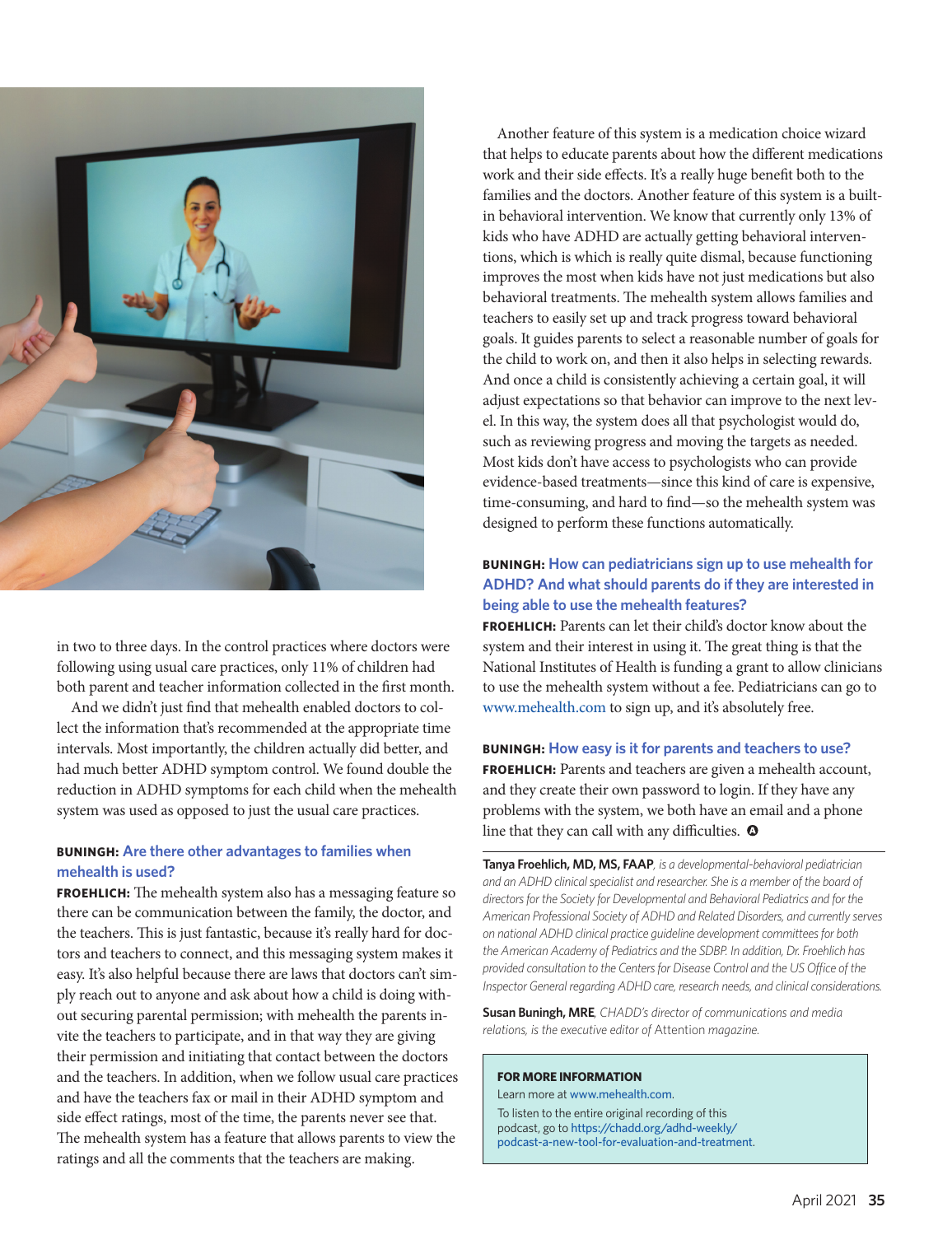in two to three days. In the control practices where doctors were following using usual care practices, only 11% of children had both parent and teacher information collected in the first month.

And we didn't just find that mehealth enabled doctors to collect the information that's recommended at the appropriate time intervals. Most importantly, the children actually did better, and had much better ADHD symptom control. We found double the reduction in ADHD symptoms for each child when the mehealth system was used as opposed to just the usual care practices.

**BUNINGH: Are there other advantages to families when mehealth is used?**

**FROEHLICH:** The mehealth system also has a messaging feature so there can be communication between the family, the doctor, and the teachers. This is just fantastic, because it's really hard for doctors and teachers to connect, and this messaging system makes it easy. It's also helpful because there are laws that doctors can't simply reach out to anyone and ask about how a child is doing without securing parental permission; with mehealth the parents invite the teachers to participate, and in that way they are giving their permission and initiating that contact between the doctors and the teachers. In addition, when we follow usual care practices and have the teachers fax or mail in their ADHD symptom and side effect ratings, most of the time, the parents never see that. The mehealth system has a feature that allows parents to view the ratings and all the comments that the teachers are making.

Another feature of this system is a medication choice wizard that helps to educate parents about how the different medications work and their side effects. It's a really huge benefit both to the families and the doctors. Another feature of this system is a built-in behavioral intervention. We know that currently only 13% of kids who have ADHD are actually getting behavioral interventions, which is which is really quite dismal, because functioning improves the most when kids have not just medications but also behavioral treatments. The mehealth system allows families and teachers to easily set up and track progress toward behavioral goals. It guides parents to select a reasonable number of goals for the child to work on, and then it also helps in selecting rewards. And once a child is consistently achieving a certain goal, it will adjust expectations so that behavior can improve to the next level. In this way, the system does all that psychologist would do, such as reviewing progress and moving the targets as needed. Most kids don't have access to psychologists who can provide evidence-based treatments—since this kind of care is expensive, time-consuming, and hard to find—so the mehealth system was designed to perform these functions automatically.

**BUNINGH: How can pediatricians sign up to use mehealth for ADHD? And what should parents do if they are interested in being able to use the mehealth features?**

**FROEHLICH:** Parents can let their child's doctor know about the system and their interest in using it. The great thing is that the National Institutes of Health is funding a grant to allow clinicians to use the mehealth system without a fee. Pediatricians can go to www.mehealth.com to sign up, and it's absolutely free.

**BUNINGH: How easy is it for parents and teachers to use?**

**FROEHLICH:** Parents and teachers are given a mehealth account, and they create their own password to login. If they have any problems with the system, we both have an email and a phone line that they can call with any difficulties.

---

**Tanya Froehlich, MD, MS, FAAP**, *is a developmental-behavioral pediatrician and an ADHD clinical specialist and researcher. She is a member of the board of directors for the Society for Developmental and Behavioral Pediatrics and for the American Professional Society of ADHD and Related Disorders, and currently serves on national ADHD clinical practice guideline development committees for both the American Academy of Pediatrics and the SDBP. In addition, Dr. Froehlich has provided consultation to the Centers for Disease Control and the US Office of the Inspector General regarding ADHD care, research needs, and clinical considerations.*

**Susan Buningh, MRE**, *CHADD's director of communications and media relations, is the executive editor of* Attention *magazine.*

**FOR MORE INFORMATION**

Learn more at www.mehealth.com.

To listen to the entire original recording of this podcast, go to https://chadd.org/adhd-weekly/podcast-a-new-tool-for-evaluation-and-treatment.